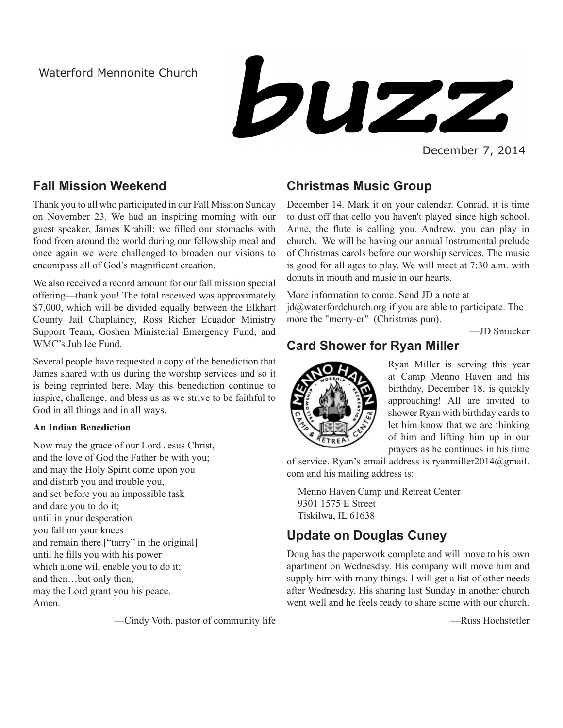Waterford Mennonite Church

# buzz

December 7, 2014

## Fall Mission Weekend

Thank you to all who participated in our Fall Mission Sunday on November 23. We had an inspiring morning with our guest speaker, James Krabill; we filled our stomachs with food from around the world during our fellowship meal and once again we were challenged to broaden our visions to encompass all of God's magnificent creation.

We also received a record amount for our fall mission special offering—thank you! The total received was approximately $7,000, which will be divided equally between the Elkhart County Jail Chaplaincy, Ross Richer Ecuador Ministry Support Team, Goshen Ministerial Emergency Fund, and WMC's Jubilee Fund.

Several people have requested a copy of the benediction that James shared with us during the worship services and so it is being reprinted here. May this benediction continue to inspire, challenge, and bless us as we strive to be faithful to God in all things and in all ways.

**An Indian Benediction**

Now may the grace of our Lord Jesus Christ,
and the love of God the Father be with you;
and may the Holy Spirit come upon you
and disturb you and trouble you,
and set before you an impossible task
and dare you to do it;
until in your desperation
you fall on your knees
and remain there ["tarry" in the original]
until he fills you with his power
which alone will enable you to do it;
and then…but only then,
may the Lord grant you his peace.
Amen.

—Cindy Voth, pastor of community life

## Christmas Music Group

December 14. Mark it on your calendar. Conrad, it is time to dust off that cello you haven't played since high school. Anne, the flute is calling you. Andrew, you can play in church. We will be having our annual Instrumental prelude of Christmas carols before our worship services. The music is good for all ages to play. We will meet at 7:30 a.m. with donuts in mouth and music in our hearts.

More information to come. Send JD a note at jd@waterfordchurch.org if you are able to participate. The more the "merry-er" (Christmas pun).

—JD Smucker

## Card Shower for Ryan Miller

Ryan Miller is serving this year at Camp Menno Haven and his birthday, December 18, is quickly approaching! All are invited to shower Ryan with birthday cards to let him know that we are thinking of him and lifting him up in our prayers as he continues in his time of service. Ryan's email address is ryanmiller2014@gmail.com and his mailing address is:

Menno Haven Camp and Retreat Center
9301 1575 E Street
Tiskilwa, IL 61638

## Update on Douglas Cuney

Doug has the paperwork complete and will move to his own apartment on Wednesday. His company will move him and supply him with many things. I will get a list of other needs after Wednesday. His sharing last Sunday in another church went well and he feels ready to share some with our church.

—Russ Hochstetler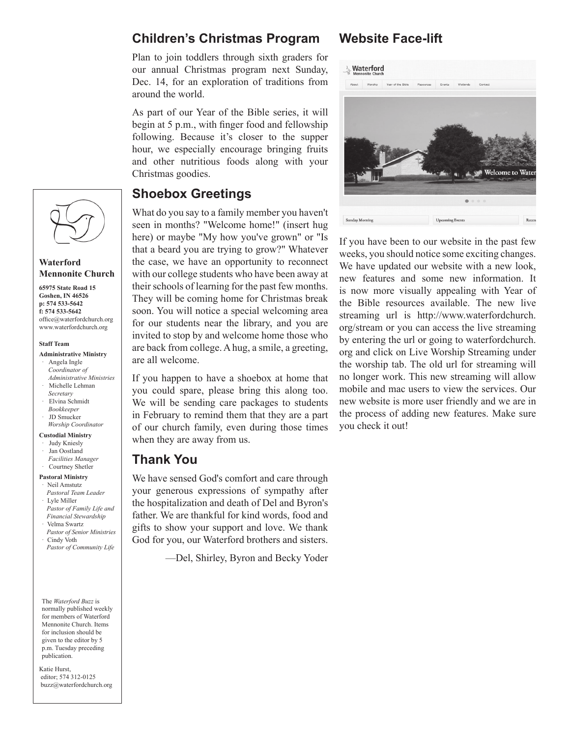## Children's Christmas Program

Plan to join toddlers through sixth graders for our annual Christmas program next Sunday, Dec. 14, for an exploration of traditions from around the world.

As part of our Year of the Bible series, it will begin at 5 p.m., with finger food and fellowship following. Because it's closer to the supper hour, we especially encourage bringing fruits and other nutritious foods along with your Christmas goodies.

## Shoebox Greetings

What do you say to a family member you haven't seen in months? "Welcome home!" (insert hug here) or maybe "My how you've grown" or "Is that a beard you are trying to grow?" Whatever the case, we have an opportunity to reconnect with our college students who have been away at their schools of learning for the past few months. They will be coming home for Christmas break soon. You will notice a special welcoming area for our students near the library, and you are invited to stop by and welcome home those who are back from college. A hug, a smile, a greeting, are all welcome.

If you happen to have a shoebox at home that you could spare, please bring this along too. We will be sending care packages to students in February to remind them that they are a part of our church family, even during those times when they are away from us.

## Thank You

We have sensed God's comfort and care through your generous expressions of sympathy after the hospitalization and death of Del and Byron's father. We are thankful for kind words, food and gifts to show your support and love. We thank God for you, our Waterford brothers and sisters.

—Del, Shirley, Byron and Becky Yoder

## Website Face-lift

If you have been to our website in the past few weeks, you should notice some exciting changes. We have updated our website with a new look, new features and some new information. It is now more visually appealing with Year of the Bible resources available. The new live streaming url is http://www.waterfordchurch.org/stream or you can access the live streaming by entering the url or going to waterfordchurch.org and click on Live Worship Streaming under the worship tab. The old url for streaming will no longer work. This new streaming will allow mobile and mac users to view the services. Our new website is more user friendly and we are in the process of adding new features. Make sure you check it out!

---

**Waterford Mennonite Church**

**65975 State Road 15**
**Goshen, IN 46526**
**p: 574 533-5642**
**f: 574 533-5642**
office@waterfordchurch.org
www.waterfordchurch.org

**Staff Team**

**Administrative Ministry**
- Angela Ingle
  *Coordinator of Administrative Ministries*
- Michelle Lehman
  *Secretary*
- Elvina Schmidt
  *Bookkeeper*
- JD Smucker
  *Worship Coordinator*

**Custodial Ministry**
- Judy Kniesly
- Jan Oostland
  *Facilities Manager*
- Courtney Shetler

**Pastoral Ministry**
- Neil Amstutz
  *Pastoral Team Leader*
- Lyle Miller
  *Pastor of Family Life and Financial Stewardship*
- Velma Swartz
  *Pastor of Senior Ministries*
- Cindy Voth
  *Pastor of Community Life*

The *Waterford Buzz* is normally published weekly for members of Waterford Mennonite Church. Items for inclusion should be given to the editor by 5 p.m. Tuesday preceding publication.

Katie Hurst,
editor; 574 312-0125
buzz@waterfordchurch.org